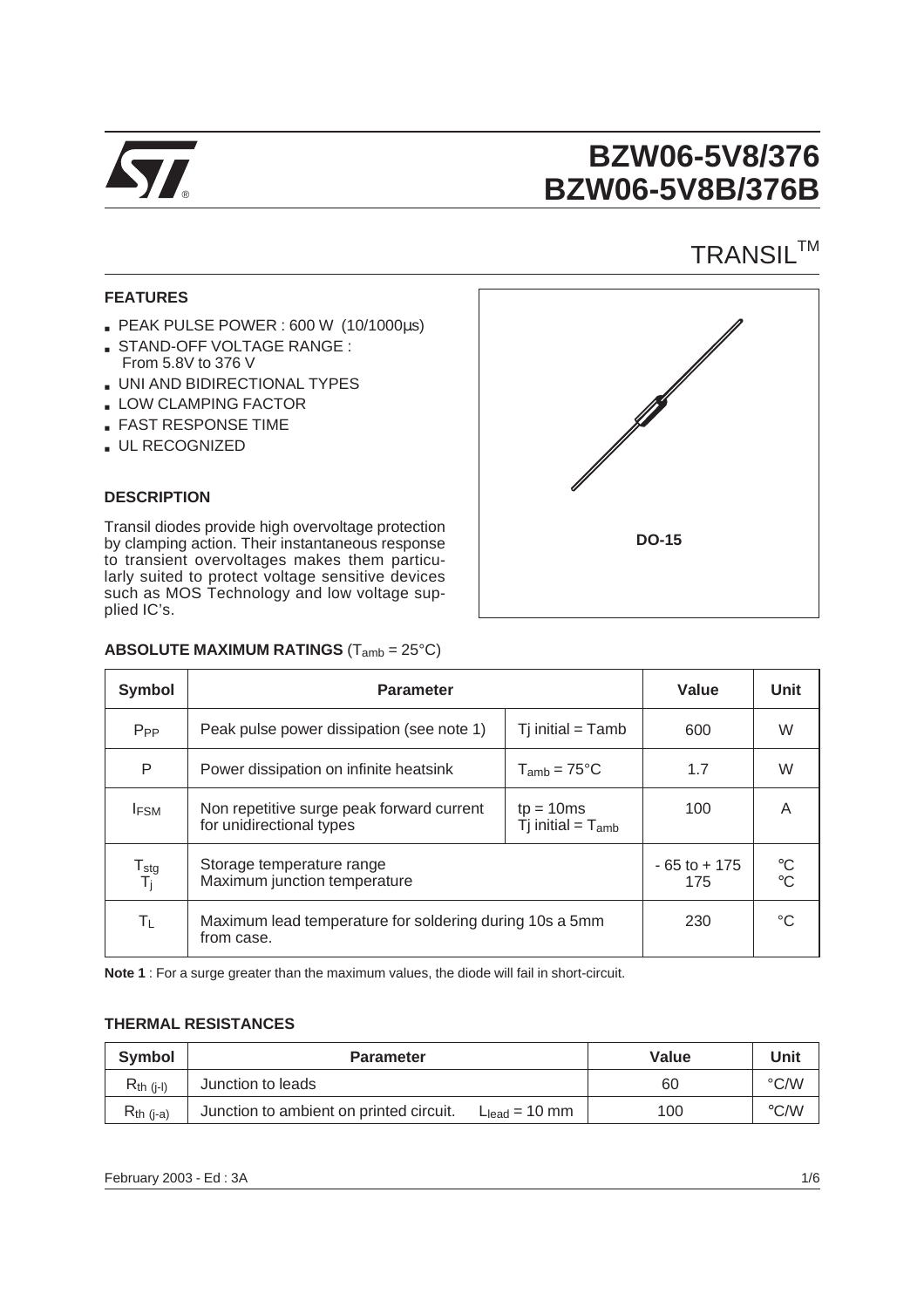# BZW06-5V8/376
# BZW06-5V8B/376B

## TRANSIL™

### FEATURES

- PEAK PULSE POWER : 600 W (10/1000µs)
- STAND-OFF VOLTAGE RANGE : From 5.8V to 376 V
- UNI AND BIDIRECTIONAL TYPES
- LOW CLAMPING FACTOR
- FAST RESPONSE TIME
- UL RECOGNIZED

DO-15

### DESCRIPTION

Transil diodes provide high overvoltage protection by clamping action. Their instantaneous response to transient overvoltages makes them particularly suited to protect voltage sensitive devices such as MOS Technology and low voltage supplied IC's.

### ABSOLUTE MAXIMUM RATINGS ($T_{amb}$ = 25°C)

| Symbol | Parameter | | Value | Unit |
|---|---|---|---|---|
| $P_{PP}$ | Peak pulse power dissipation (see note 1) | Tj initial = Tamb | 600 | W |
| P | Power dissipation on infinite heatsink | $T_{amb}$ = 75°C | 1.7 | W |
| $I_{FSM}$ | Non repetitive surge peak forward current for unidirectional types | tp = 10ms Tj initial = $T_{amb}$ | 100 | A |
| $T_{stg}$ $T_j$ | Storage temperature range Maximum junction temperature | | - 65 to + 175 175 | °C °C |
| $T_L$ | Maximum lead temperature for soldering during 10s a 5mm from case. | | 230 | °C |

**Note 1** : For a surge greater than the maximum values, the diode will fail in short-circuit.

### THERMAL RESISTANCES

| Symbol | Parameter | Value | Unit |
|---|---|---|---|
| $R_{th\ (j-l)}$ | Junction to leads | 60 | °C/W |
| $R_{th\ (j-a)}$ | Junction to ambient on printed circuit. $L_{lead}$ = 10 mm | 100 | °C/W |

February 2003 - Ed : 3A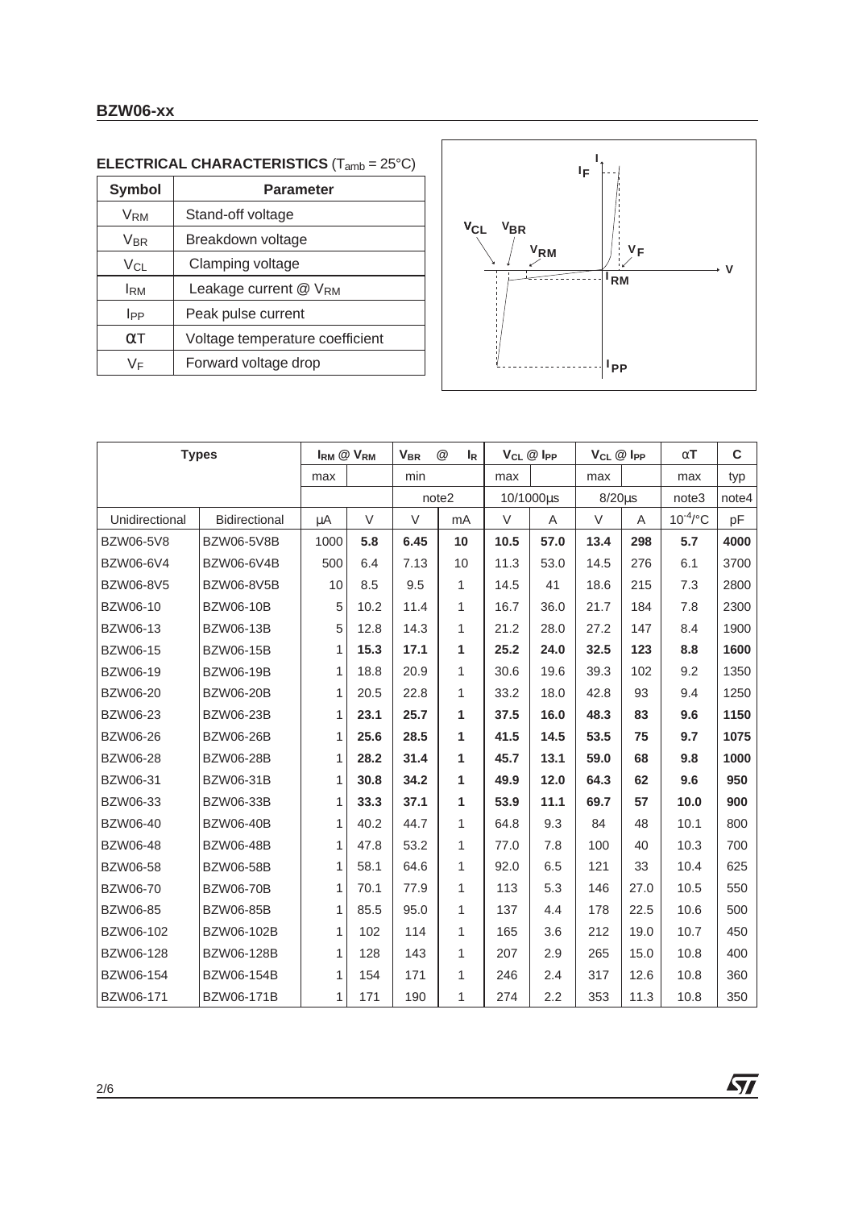## ELECTRICAL CHARACTERISTICS ($T_{amb}$ = 25°C)

| Symbol | Parameter |
|---|---|
| $V_{RM}$ | Stand-off voltage |
| $V_{BR}$ | Breakdown voltage |
| $V_{CL}$ | Clamping voltage |
| $I_{RM}$ | Leakage current @ $V_{RM}$ |
| $I_{PP}$ | Peak pulse current |
| αT | Voltage temperature coefficient |
| $V_F$ | Forward voltage drop |

| Types | | $I_{RM}$ @ $V_{RM}$ | | $V_{BR}$ @ | $I_R$ | $V_{CL}$ @ $I_{PP}$ | | $V_{CL}$ @ $I_{PP}$ | | αT | C |
|---|---|---|---|---|---|---|---|---|---|---|---|
| | | max | | min | | max | | max | | max | typ |
| | | | | note2 | | 10/1000µs | | 8/20µs | | note3 | note4 |
| Unidirectional | Bidirectional | µA | V | V | mA | V | A | V | A | $10^{-4}$/°C | pF |
| BZW06-5V8 | BZW06-5V8B | 1000 | **5.8** | **6.45** | **10** | **10.5** | **57.0** | **13.4** | **298** | **5.7** | **4000** |
| BZW06-6V4 | BZW06-6V4B | 500 | 6.4 | 7.13 | 10 | 11.3 | 53.0 | 14.5 | 276 | 6.1 | 3700 |
| BZW06-8V5 | BZW06-8V5B | 10 | 8.5 | 9.5 | 1 | 14.5 | 41 | 18.6 | 215 | 7.3 | 2800 |
| BZW06-10 | BZW06-10B | 5 | 10.2 | 11.4 | 1 | 16.7 | 36.0 | 21.7 | 184 | 7.8 | 2300 |
| BZW06-13 | BZW06-13B | 5 | 12.8 | 14.3 | 1 | 21.2 | 28.0 | 27.2 | 147 | 8.4 | 1900 |
| BZW06-15 | BZW06-15B | 1 | **15.3** | **17.1** | **1** | **25.2** | **24.0** | **32.5** | **123** | **8.8** | **1600** |
| BZW06-19 | BZW06-19B | 1 | 18.8 | 20.9 | 1 | 30.6 | 19.6 | 39.3 | 102 | 9.2 | 1350 |
| BZW06-20 | BZW06-20B | 1 | 20.5 | 22.8 | 1 | 33.2 | 18.0 | 42.8 | 93 | 9.4 | 1250 |
| BZW06-23 | BZW06-23B | 1 | **23.1** | **25.7** | **1** | **37.5** | **16.0** | **48.3** | **83** | **9.6** | **1150** |
| BZW06-26 | BZW06-26B | 1 | **25.6** | **28.5** | **1** | **41.5** | **14.5** | **53.5** | **75** | **9.7** | **1075** |
| BZW06-28 | BZW06-28B | 1 | **28.2** | **31.4** | **1** | **45.7** | **13.1** | **59.0** | **68** | **9.8** | **1000** |
| BZW06-31 | BZW06-31B | 1 | **30.8** | **34.2** | **1** | **49.9** | **12.0** | **64.3** | **62** | **9.6** | **950** |
| BZW06-33 | BZW06-33B | 1 | **33.3** | **37.1** | **1** | **53.9** | **11.1** | **69.7** | **57** | **10.0** | **900** |
| BZW06-40 | BZW06-40B | 1 | 40.2 | 44.7 | 1 | 64.8 | 9.3 | 84 | 48 | 10.1 | 800 |
| BZW06-48 | BZW06-48B | 1 | 47.8 | 53.2 | 1 | 77.0 | 7.8 | 100 | 40 | 10.3 | 700 |
| BZW06-58 | BZW06-58B | 1 | 58.1 | 64.6 | 1 | 92.0 | 6.5 | 121 | 33 | 10.4 | 625 |
| BZW06-70 | BZW06-70B | 1 | 70.1 | 77.9 | 1 | 113 | 5.3 | 146 | 27.0 | 10.5 | 550 |
| BZW06-85 | BZW06-85B | 1 | 85.5 | 95.0 | 1 | 137 | 4.4 | 178 | 22.5 | 10.6 | 500 |
| BZW06-102 | BZW06-102B | 1 | 102 | 114 | 1 | 165 | 3.6 | 212 | 19.0 | 10.7 | 450 |
| BZW06-128 | BZW06-128B | 1 | 128 | 143 | 1 | 207 | 2.9 | 265 | 15.0 | 10.8 | 400 |
| BZW06-154 | BZW06-154B | 1 | 154 | 171 | 1 | 246 | 2.4 | 317 | 12.6 | 10.8 | 360 |
| BZW06-171 | BZW06-171B | 1 | 171 | 190 | 1 | 274 | 2.2 | 353 | 11.3 | 10.8 | 350 |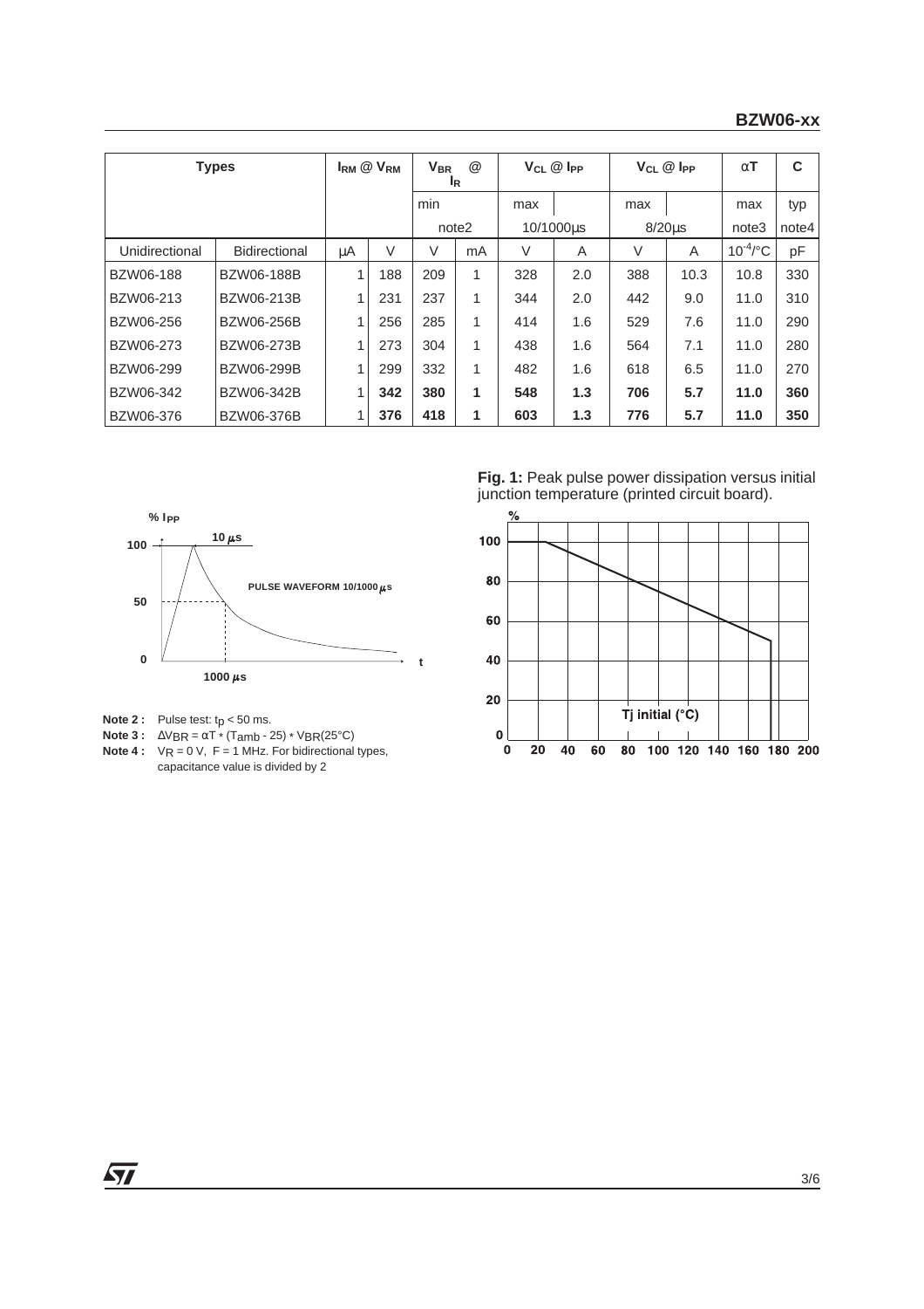| Types | | $I_{RM}$ @ $V_{RM}$ | | $V_{BR}$ @ $I_R$ | | $V_{CL}$ @ $I_{PP}$ | | $V_{CL}$ @ $I_{PP}$ | | αT | C |
|---|---|---|---|---|---|---|---|---|---|---|---|
| | | | | min | | max | | max | | max | typ |
| | | | | note2 | | 10/1000µs | | 8/20µs | | note3 | note4 |
| Unidirectional | Bidirectional | µA | V | V | mA | V | A | V | A | $10^{-4}/°C$ | pF |
| BZW06-188 | BZW06-188B | 1 | 188 | 209 | 1 | 328 | 2.0 | 388 | 10.3 | 10.8 | 330 |
| BZW06-213 | BZW06-213B | 1 | 231 | 237 | 1 | 344 | 2.0 | 442 | 9.0 | 11.0 | 310 |
| BZW06-256 | BZW06-256B | 1 | 256 | 285 | 1 | 414 | 1.6 | 529 | 7.6 | 11.0 | 290 |
| BZW06-273 | BZW06-273B | 1 | 273 | 304 | 1 | 438 | 1.6 | 564 | 7.1 | 11.0 | 280 |
| BZW06-299 | BZW06-299B | 1 | 299 | 332 | 1 | 482 | 1.6 | 618 | 6.5 | 11.0 | 270 |
| BZW06-342 | BZW06-342B | 1 | **342** | **380** | **1** | **548** | **1.3** | **706** | **5.7** | **11.0** | **360** |
| BZW06-376 | BZW06-376B | 1 | **376** | **418** | **1** | **603** | **1.3** | **776** | **5.7** | **11.0** | **350** |

**Note 2 :** Pulse test: $t_p$ < 50 ms.

**Note 3 :** $\Delta V_{BR} = \alpha T * (T_{amb} - 25) * V_{BR}(25°C)$

**Note 4 :** $V_R$ = 0 V, F = 1 MHz. For bidirectional types, capacitance value is divided by 2

**Fig. 1:** Peak pulse power dissipation versus initial junction temperature (printed circuit board).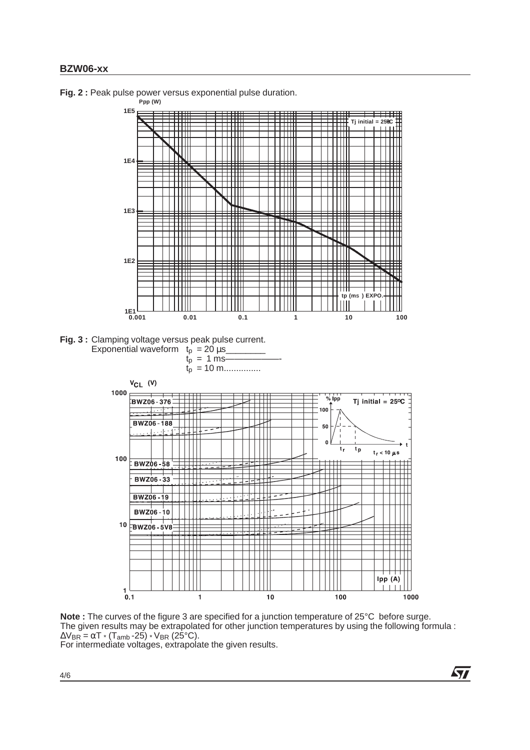**Fig. 2 :** Peak pulse power versus exponential pulse duration.

**Fig. 3 :** Clamping voltage versus peak pulse current.
Exponential waveform $t_p$ = 20 µs________
$t_p$ = 1 ms——————-
$t_p$ = 10 m...............

**Note :** The curves of the figure 3 are specified for a junction temperature of 25°C before surge.
The given results may be extrapolated for other junction temperatures by using the following formula :
$\Delta V_{BR} = \alpha T * (T_{amb} - 25) * V_{BR}$ (25°C).
For intermediate voltages, extrapolate the given results.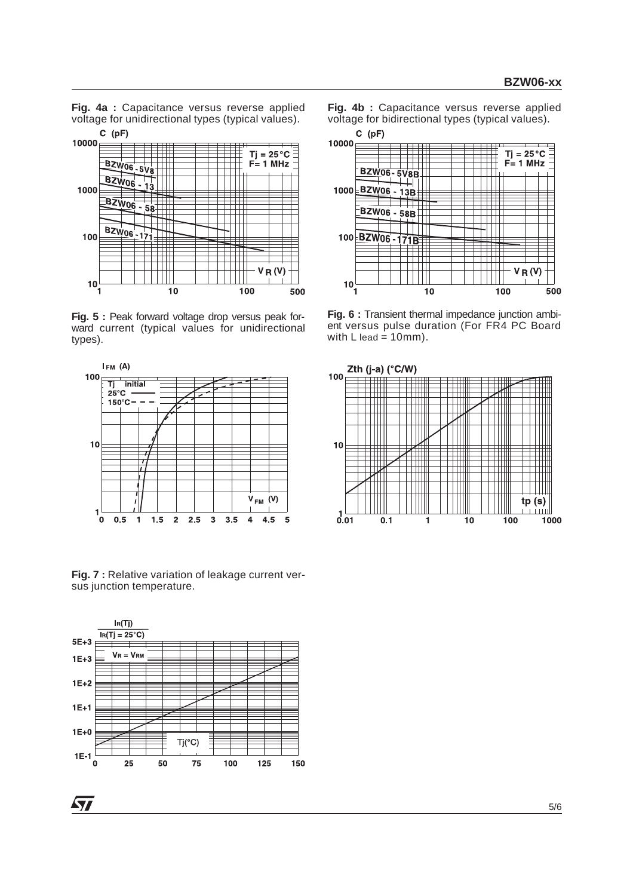**Fig. 4a :** Capacitance versus reverse applied voltage for unidirectional types (typical values).

**Fig. 4b :** Capacitance versus reverse applied voltage for bidirectional types (typical values).

**Fig. 5 :** Peak forward voltage drop versus peak forward current (typical values for unidirectional types).

**Fig. 6 :** Transient thermal impedance junction ambient versus pulse duration (For FR4 PC Board with $L_{lead}$ = 10mm).

**Fig. 7 :** Relative variation of leakage current versus junction temperature.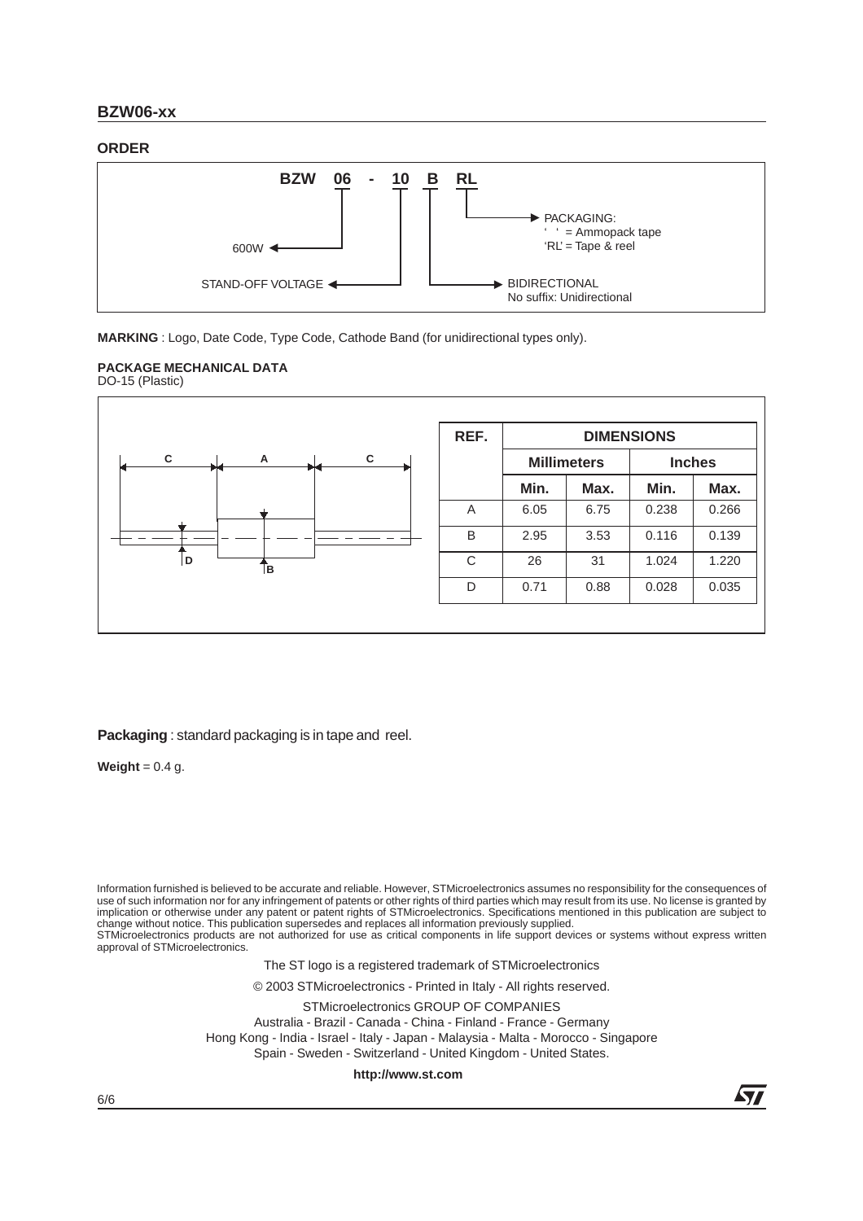## ORDER

BZW 06 - 10 B RL

600W

STAND-OFF VOLTAGE

PACKAGING:
' ' = Ammopack tape
'RL' = Tape & reel

BIDIRECTIONAL
No suffix: Unidirectional

**MARKING** : Logo, Date Code, Type Code, Cathode Band (for unidirectional types only).

**PACKAGE MECHANICAL DATA**
DO-15 (Plastic)

C A C
D B

| REF. | DIMENSIONS | | | |
|---|---|---|---|---|
| | Millimeters | | Inches | |
| | Min. | Max. | Min. | Max. |
| A | 6.05 | 6.75 | 0.238 | 0.266 |
| B | 2.95 | 3.53 | 0.116 | 0.139 |
| C | 26 | 31 | 1.024 | 1.220 |
| D | 0.71 | 0.88 | 0.028 | 0.035 |

**Packaging** : standard packaging is in tape and reel.

**Weight** = 0.4 g.

Information furnished is believed to be accurate and reliable. However, STMicroelectronics assumes no responsibility for the consequences of use of such information nor for any infringement of patents or other rights of third parties which may result from its use. No license is granted by implication or otherwise under any patent or patent rights of STMicroelectronics. Specifications mentioned in this publication are subject to change without notice. This publication supersedes and replaces all information previously supplied.
STMicroelectronics products are not authorized for use as critical components in life support devices or systems without express written approval of STMicroelectronics.

The ST logo is a registered trademark of STMicroelectronics

© 2003 STMicroelectronics - Printed in Italy - All rights reserved.

STMicroelectronics GROUP OF COMPANIES
Australia - Brazil - Canada - China - Finland - France - Germany
Hong Kong - India - Israel - Italy - Japan - Malaysia - Malta - Morocco - Singapore
Spain - Sweden - Switzerland - United Kingdom - United States.

**http://www.st.com**